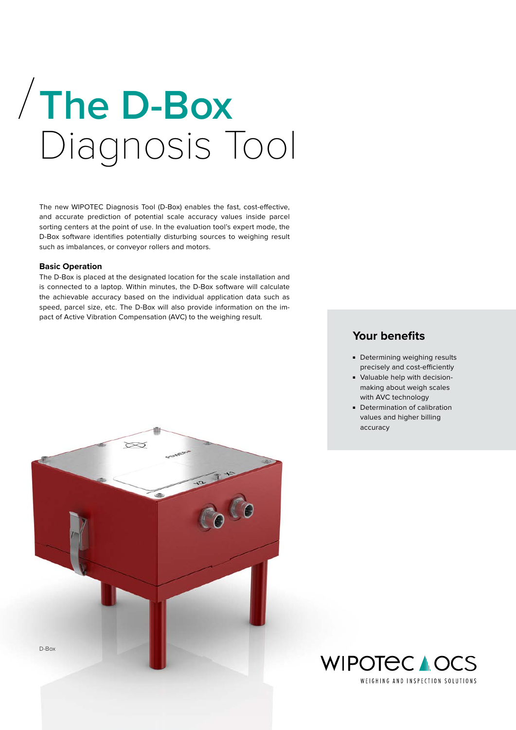# The D-Box Diagnosis Tool

The new WIPOTEC Diagnosis Tool (D-Box) enables the fast, cost-effective, and accurate prediction of potential scale accuracy values inside parcel sorting centers at the point of use. In the evaluation tool's expert mode, the D-Box software identifies potentially disturbing sources to weighing result such as imbalances, or conveyor rollers and motors.

**Basic Operation**

The D-Box is placed at the designated location for the scale installation and is connected to a laptop. Within minutes, the D-Box software will calculate the achievable accuracy based on the individual application data such as speed, parcel size, etc. The D-Box will also provide information on the impact of Active Vibration Compensation (AVC) to the weighing result.

## Your benefits

- Determining weighing results precisely and cost-efficiently
- Valuable help with decision-making about weigh scales with AVC technology
- Determination of calibration values and higher billing accuracy

D-Box

WIPOTEC OCS
WEIGHING AND INSPECTION SOLUTIONS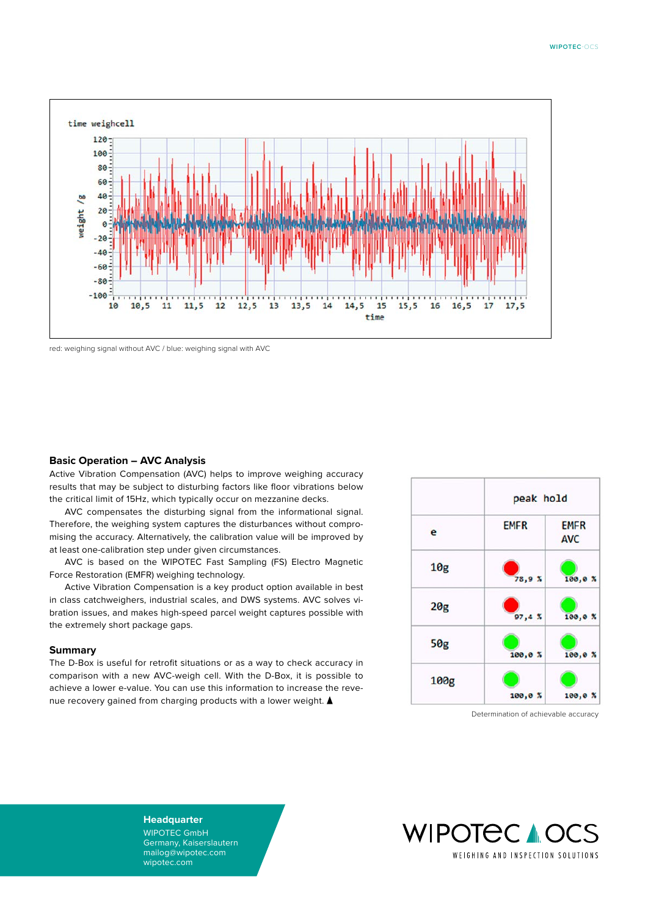time weighcell

weight /g

120
100
80
60
40
20
0
-20
-40
-60
-80
-100

10 10,5 11 11,5 12 12,5 13 13,5 14 14,5 15 15,5 16 16,5 17 17,5

time

red: weighing signal without AVC / blue: weighing signal with AVC

## Basic Operation – AVC Analysis

Active Vibration Compensation (AVC) helps to improve weighing accuracy results that may be subject to disturbing factors like floor vibrations below the critical limit of 15Hz, which typically occur on mezzanine decks.

AVC compensates the disturbing signal from the informational signal. Therefore, the weighing system captures the disturbances without compromising the accuracy. Alternatively, the calibration value will be improved by at least one-calibration step under given circumstances.

AVC is based on the WIPOTEC Fast Sampling (FS) Electro Magnetic Force Restoration (EMFR) weighing technology.

Active Vibration Compensation is a key product option available in best in class catchweighers, industrial scales, and DWS systems. AVC solves vibration issues, and makes high-speed parcel weight captures possible with the extremely short package gaps.

## Summary

The D-Box is useful for retrofit situations or as a way to check accuracy in comparison with a new AVC-weigh cell. With the D-Box, it is possible to achieve a lower e-value. You can use this information to increase the revenue recovery gained from charging products with a lower weight.

| | peak hold | |
|---|---|---|
| e | EMFR | EMFR AVC |
| 10g | 78,9 % | 100,0 % |
| 20g | 97,4 % | 100,0 % |
| 50g | 100,0 % | 100,0 % |
| 100g | 100,0 % | 100,0 % |

Determination of achievable accuracy

**Headquarter**
WIPOTEC GmbH
Germany, Kaiserslautern
mailog@wipotec.com
wipotec.com

WIPOTEC OCS
WEIGHING AND INSPECTION SOLUTIONS